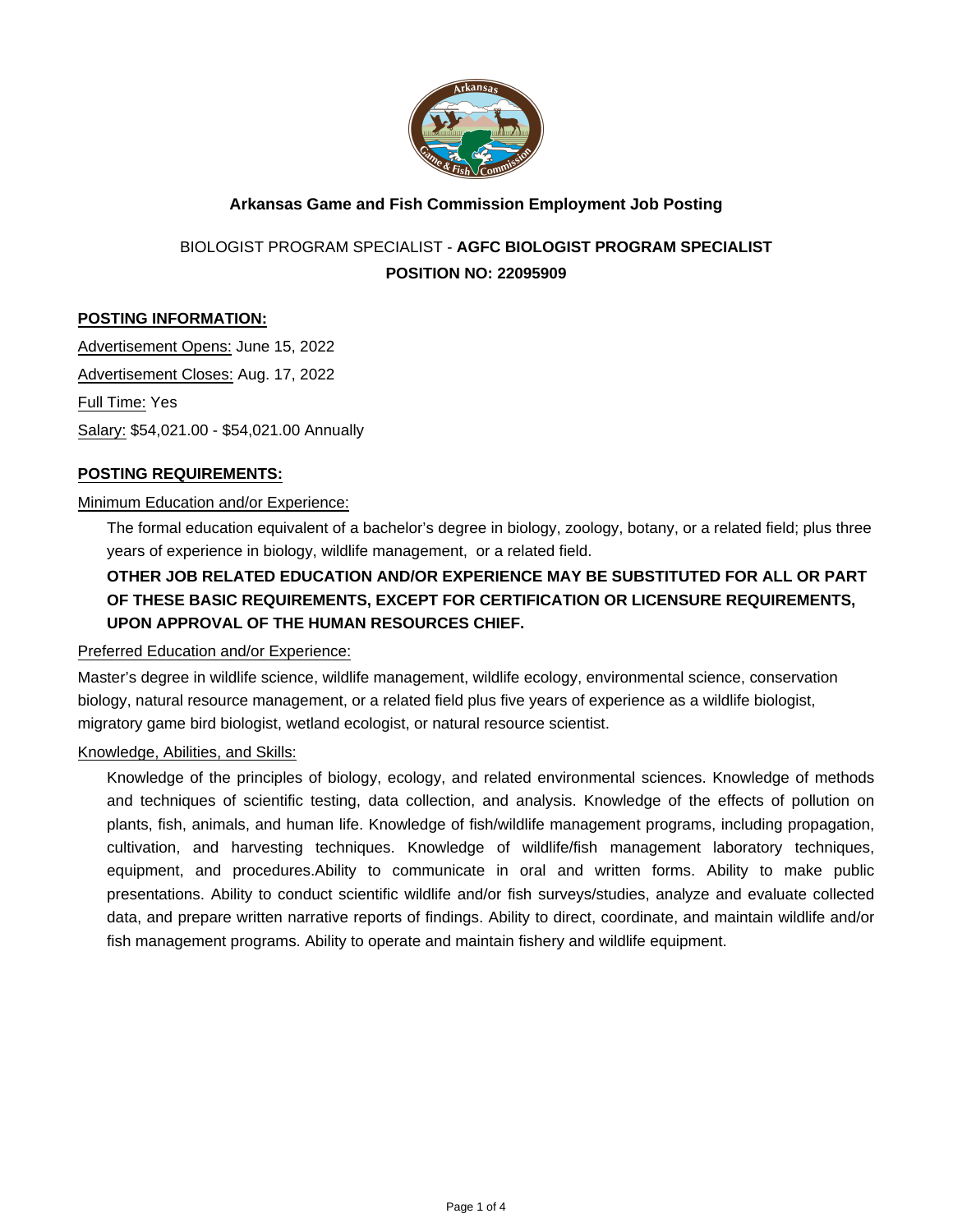# Arkansas Game and Fish Commission Employment Job Posting

BIOLOGIST PROGRAM SPECIALIST - **AGFC BIOLOGIST PROGRAM SPECIALIST**

**POSITION NO: 22095909**

## POSTING INFORMATION:

Advertisement Opens: June 15, 2022

Advertisement Closes: Aug. 17, 2022

Full Time: Yes

Salary: $54,021.00 - $54,021.00 Annually

## POSTING REQUIREMENTS:

Minimum Education and/or Experience:

The formal education equivalent of a bachelor's degree in biology, zoology, botany, or a related field; plus three years of experience in biology, wildlife management, or a related field.

**OTHER JOB RELATED EDUCATION AND/OR EXPERIENCE MAY BE SUBSTITUTED FOR ALL OR PART OF THESE BASIC REQUIREMENTS, EXCEPT FOR CERTIFICATION OR LICENSURE REQUIREMENTS, UPON APPROVAL OF THE HUMAN RESOURCES CHIEF.**

Preferred Education and/or Experience:

Master's degree in wildlife science, wildlife management, wildlife ecology, environmental science, conservation biology, natural resource management, or a related field plus five years of experience as a wildlife biologist, migratory game bird biologist, wetland ecologist, or natural resource scientist.

Knowledge, Abilities, and Skills:

Knowledge of the principles of biology, ecology, and related environmental sciences. Knowledge of methods and techniques of scientific testing, data collection, and analysis. Knowledge of the effects of pollution on plants, fish, animals, and human life. Knowledge of fish/wildlife management programs, including propagation, cultivation, and harvesting techniques. Knowledge of wildlife/fish management laboratory techniques, equipment, and procedures.Ability to communicate in oral and written forms. Ability to make public presentations. Ability to conduct scientific wildlife and/or fish surveys/studies, analyze and evaluate collected data, and prepare written narrative reports of findings. Ability to direct, coordinate, and maintain wildlife and/or fish management programs. Ability to operate and maintain fishery and wildlife equipment.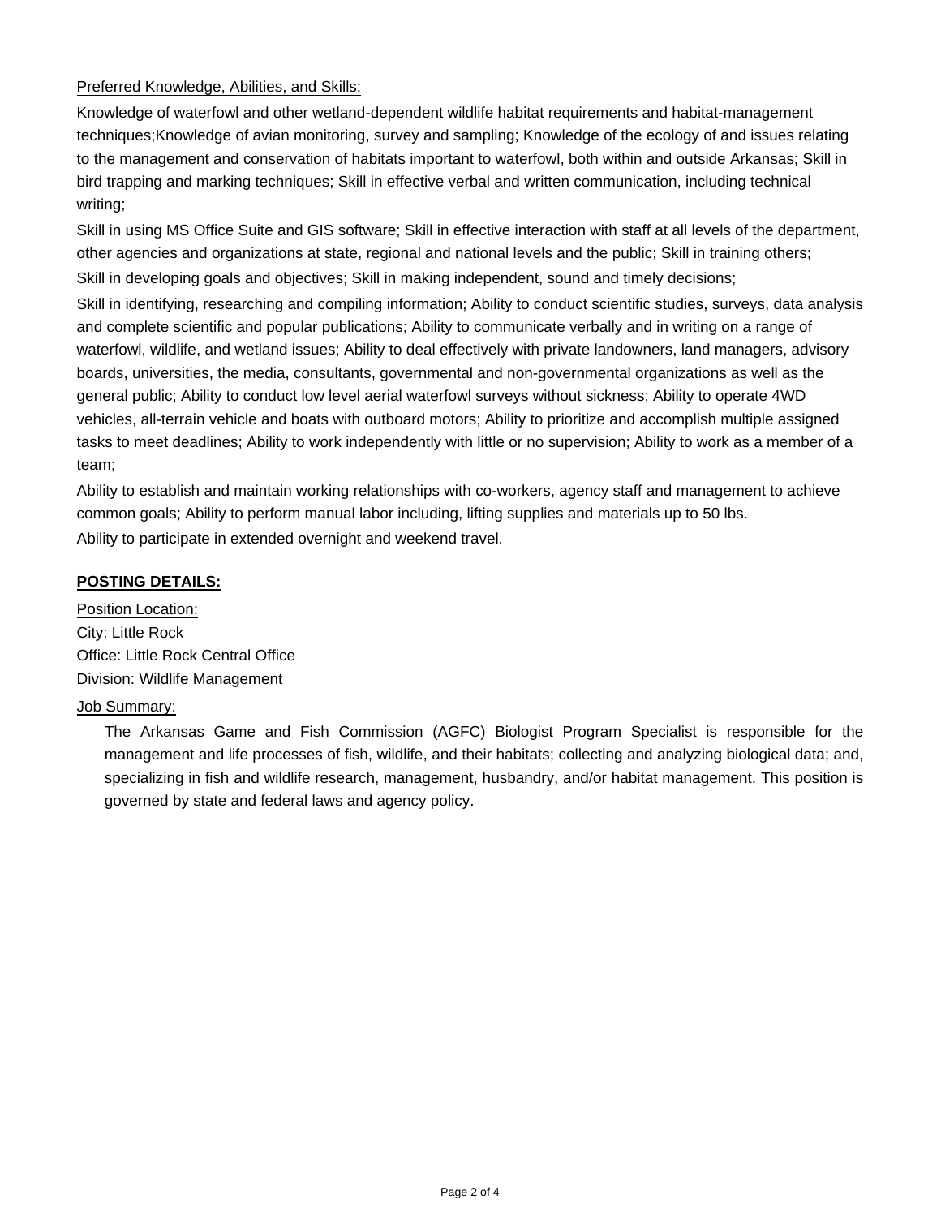Preferred Knowledge, Abilities, and Skills:

Knowledge of waterfowl and other wetland-dependent wildlife habitat requirements and habitat-management techniques;Knowledge of avian monitoring, survey and sampling; Knowledge of the ecology of and issues relating to the management and conservation of habitats important to waterfowl, both within and outside Arkansas; Skill in bird trapping and marking techniques; Skill in effective verbal and written communication, including technical writing;

Skill in using MS Office Suite and GIS software; Skill in effective interaction with staff at all levels of the department, other agencies and organizations at state, regional and national levels and the public; Skill in training others;

Skill in developing goals and objectives; Skill in making independent, sound and timely decisions;

Skill in identifying, researching and compiling information; Ability to conduct scientific studies, surveys, data analysis and complete scientific and popular publications; Ability to communicate verbally and in writing on a range of waterfowl, wildlife, and wetland issues; Ability to deal effectively with private landowners, land managers, advisory boards, universities, the media, consultants, governmental and non-governmental organizations as well as the general public; Ability to conduct low level aerial waterfowl surveys without sickness; Ability to operate 4WD vehicles, all-terrain vehicle and boats with outboard motors; Ability to prioritize and accomplish multiple assigned tasks to meet deadlines; Ability to work independently with little or no supervision; Ability to work as a member of a team;

Ability to establish and maintain working relationships with co-workers, agency staff and management to achieve common goals; Ability to perform manual labor including, lifting supplies and materials up to 50 lbs.

Ability to participate in extended overnight and weekend travel.

**POSTING DETAILS:**

Position Location:

City: Little Rock
Office: Little Rock Central Office
Division: Wildlife Management

Job Summary:

The Arkansas Game and Fish Commission (AGFC) Biologist Program Specialist is responsible for the management and life processes of fish, wildlife, and their habitats; collecting and analyzing biological data; and, specializing in fish and wildlife research, management, husbandry, and/or habitat management. This position is governed by state and federal laws and agency policy.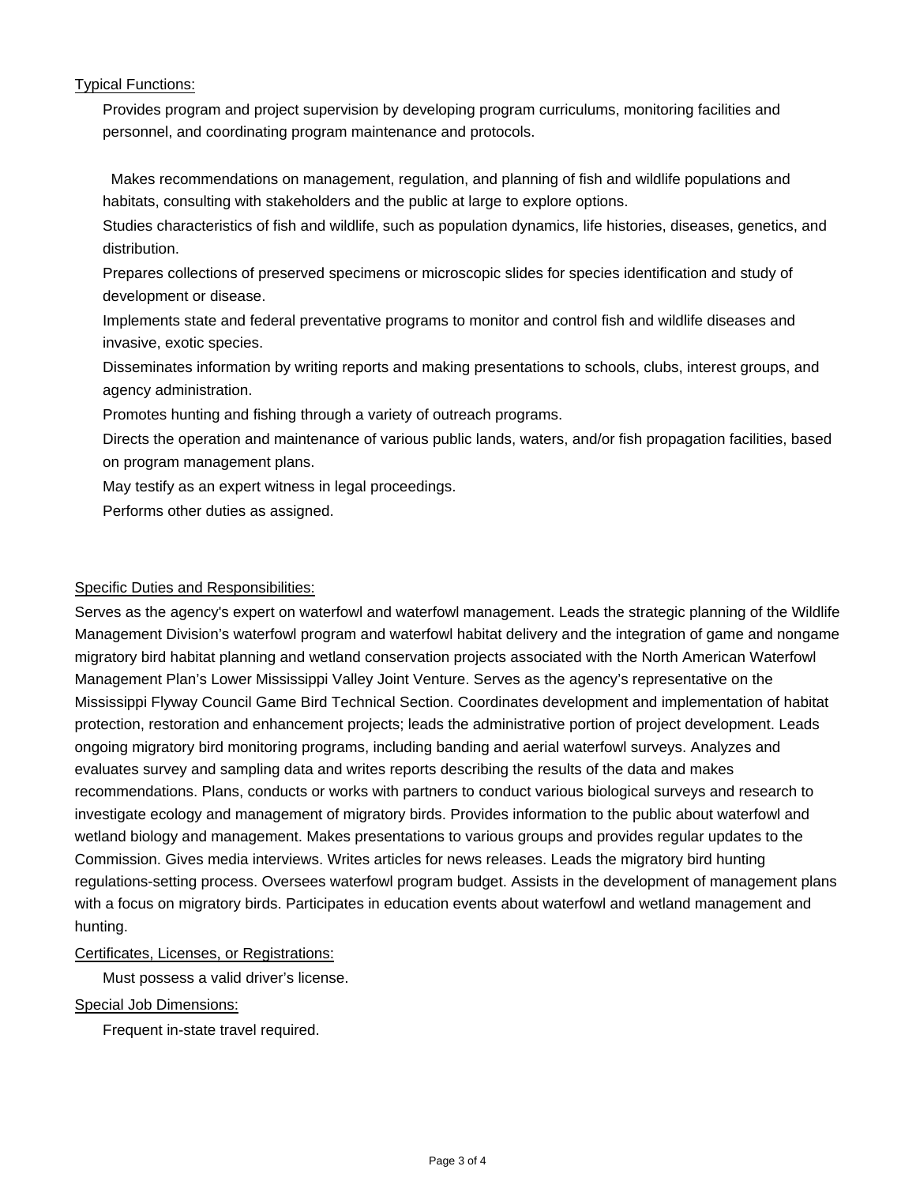Typical Functions:

Provides program and project supervision by developing program curriculums, monitoring facilities and personnel, and coordinating program maintenance and protocols.

Makes recommendations on management, regulation, and planning of fish and wildlife populations and habitats, consulting with stakeholders and the public at large to explore options.

Studies characteristics of fish and wildlife, such as population dynamics, life histories, diseases, genetics, and distribution.

Prepares collections of preserved specimens or microscopic slides for species identification and study of development or disease.

Implements state and federal preventative programs to monitor and control fish and wildlife diseases and invasive, exotic species.

Disseminates information by writing reports and making presentations to schools, clubs, interest groups, and agency administration.

Promotes hunting and fishing through a variety of outreach programs.

Directs the operation and maintenance of various public lands, waters, and/or fish propagation facilities, based on program management plans.

May testify as an expert witness in legal proceedings.

Performs other duties as assigned.

Specific Duties and Responsibilities:

Serves as the agency's expert on waterfowl and waterfowl management. Leads the strategic planning of the Wildlife Management Division's waterfowl program and waterfowl habitat delivery and the integration of game and nongame migratory bird habitat planning and wetland conservation projects associated with the North American Waterfowl Management Plan's Lower Mississippi Valley Joint Venture. Serves as the agency's representative on the Mississippi Flyway Council Game Bird Technical Section. Coordinates development and implementation of habitat protection, restoration and enhancement projects; leads the administrative portion of project development. Leads ongoing migratory bird monitoring programs, including banding and aerial waterfowl surveys. Analyzes and evaluates survey and sampling data and writes reports describing the results of the data and makes recommendations. Plans, conducts or works with partners to conduct various biological surveys and research to investigate ecology and management of migratory birds. Provides information to the public about waterfowl and wetland biology and management. Makes presentations to various groups and provides regular updates to the Commission. Gives media interviews. Writes articles for news releases. Leads the migratory bird hunting regulations-setting process. Oversees waterfowl program budget. Assists in the development of management plans with a focus on migratory birds. Participates in education events about waterfowl and wetland management and hunting.

Certificates, Licenses, or Registrations:

Must possess a valid driver's license.

Special Job Dimensions:

Frequent in-state travel required.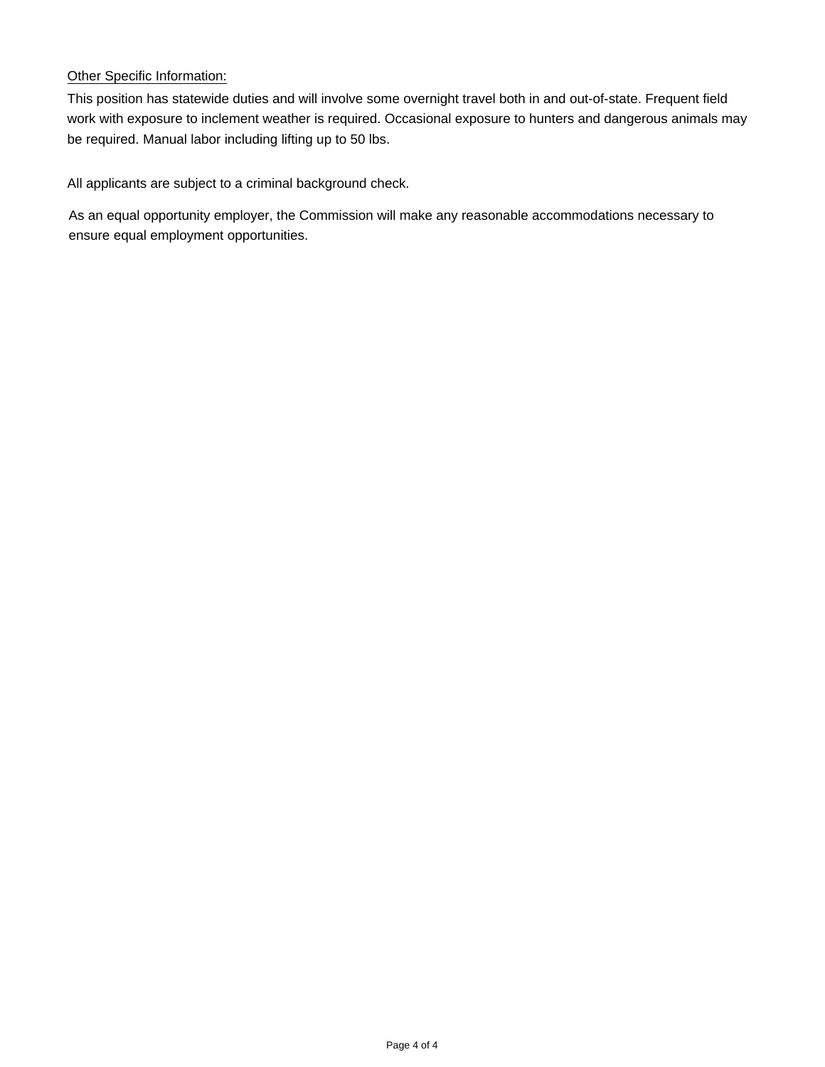<u>Other Specific Information:</u>

This position has statewide duties and will involve some overnight travel both in and out-of-state. Frequent field work with exposure to inclement weather is required. Occasional exposure to hunters and dangerous animals may be required. Manual labor including lifting up to 50 lbs.

All applicants are subject to a criminal background check.

As an equal opportunity employer, the Commission will make any reasonable accommodations necessary to ensure equal employment opportunities.